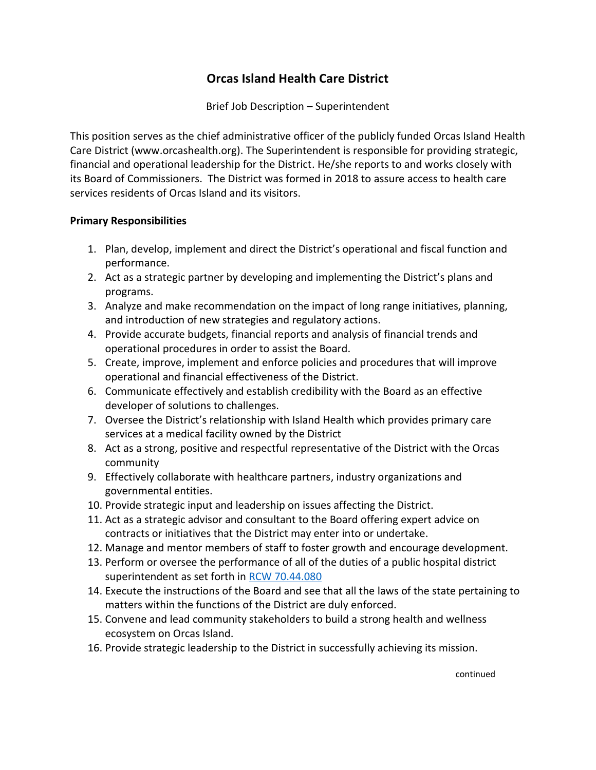# Orcas Island Health Care District

Brief Job Description – Superintendent

This position serves as the chief administrative officer of the publicly funded Orcas Island Health Care District (www.orcashealth.org). The Superintendent is responsible for providing strategic, financial and operational leadership for the District. He/she reports to and works closely with its Board of Commissioners. The District was formed in 2018 to assure access to health care services residents of Orcas Island and its visitors.

**Primary Responsibilities**

1. Plan, develop, implement and direct the District's operational and fiscal function and performance.
2. Act as a strategic partner by developing and implementing the District's plans and programs.
3. Analyze and make recommendation on the impact of long range initiatives, planning, and introduction of new strategies and regulatory actions.
4. Provide accurate budgets, financial reports and analysis of financial trends and operational procedures in order to assist the Board.
5. Create, improve, implement and enforce policies and procedures that will improve operational and financial effectiveness of the District.
6. Communicate effectively and establish credibility with the Board as an effective developer of solutions to challenges.
7. Oversee the District's relationship with Island Health which provides primary care services at a medical facility owned by the District
8. Act as a strong, positive and respectful representative of the District with the Orcas community
9. Effectively collaborate with healthcare partners, industry organizations and governmental entities.
10. Provide strategic input and leadership on issues affecting the District.
11. Act as a strategic advisor and consultant to the Board offering expert advice on contracts or initiatives that the District may enter into or undertake.
12. Manage and mentor members of staff to foster growth and encourage development.
13. Perform or oversee the performance of all of the duties of a public hospital district superintendent as set forth in RCW 70.44.080
14. Execute the instructions of the Board and see that all the laws of the state pertaining to matters within the functions of the District are duly enforced.
15. Convene and lead community stakeholders to build a strong health and wellness ecosystem on Orcas Island.
16. Provide strategic leadership to the District in successfully achieving its mission.

continued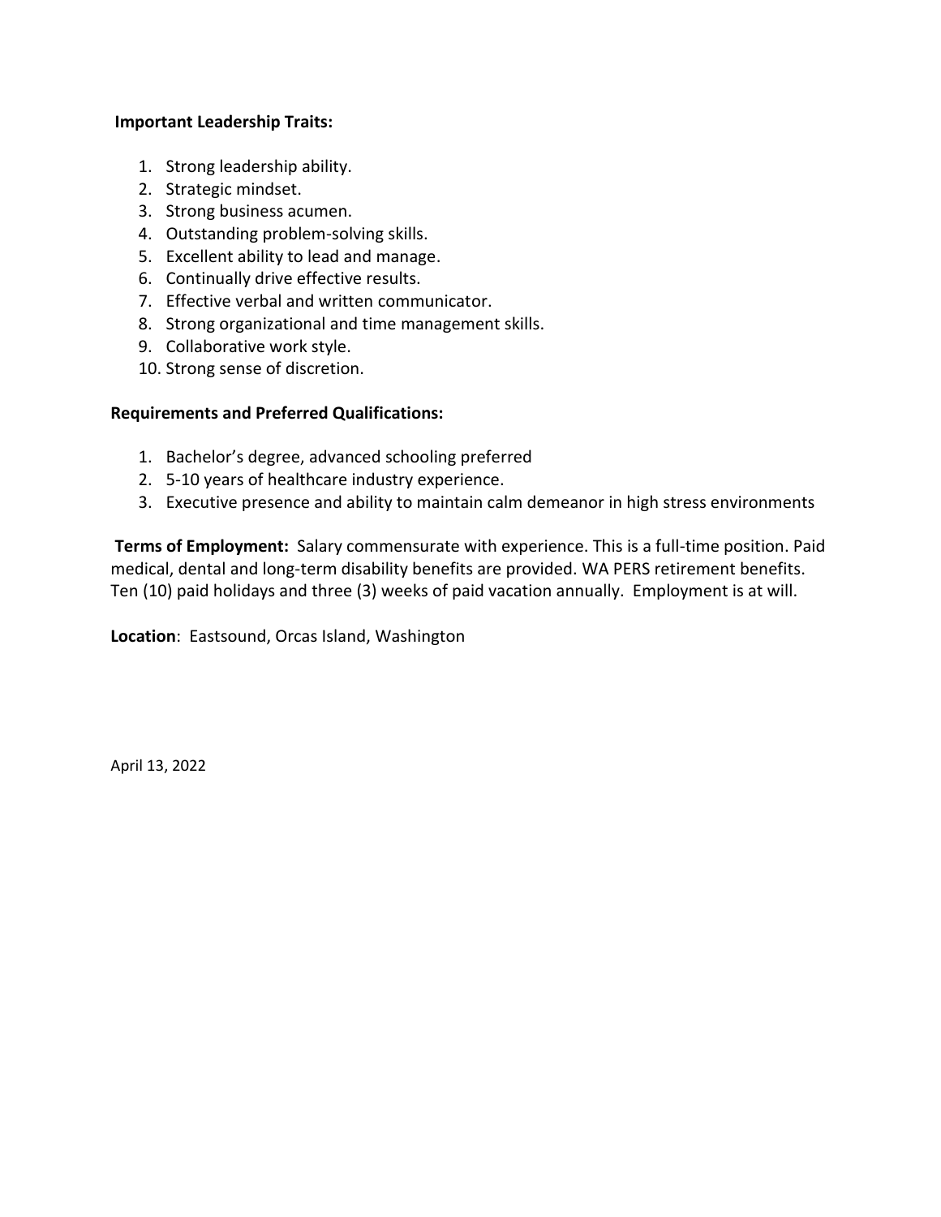**Important Leadership Traits:**

1. Strong leadership ability.
2. Strategic mindset.
3. Strong business acumen.
4. Outstanding problem-solving skills.
5. Excellent ability to lead and manage.
6. Continually drive effective results.
7. Effective verbal and written communicator.
8. Strong organizational and time management skills.
9. Collaborative work style.
10. Strong sense of discretion.

**Requirements and Preferred Qualifications:**

1. Bachelor's degree, advanced schooling preferred
2. 5-10 years of healthcare industry experience.
3. Executive presence and ability to maintain calm demeanor in high stress environments

**Terms of Employment:** Salary commensurate with experience. This is a full-time position. Paid medical, dental and long-term disability benefits are provided. WA PERS retirement benefits. Ten (10) paid holidays and three (3) weeks of paid vacation annually. Employment is at will.

**Location**: Eastsound, Orcas Island, Washington

April 13, 2022